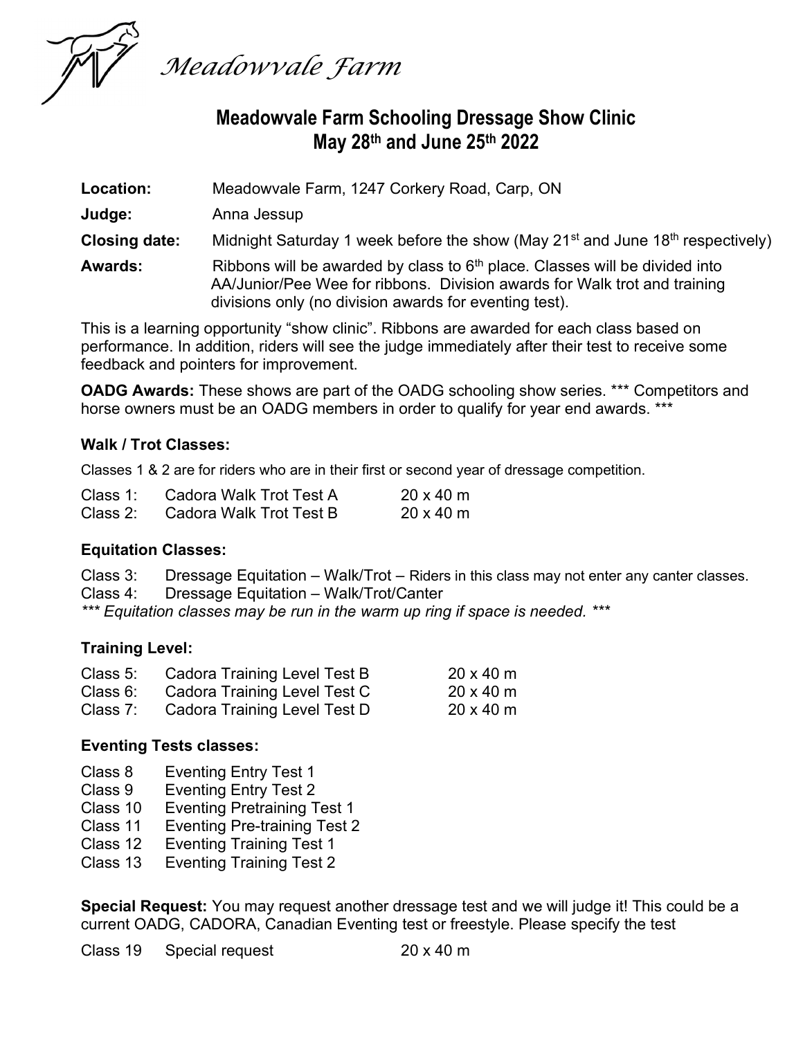*Meadowvale Farm*

# Meadowvale Farm Schooling Dressage Show Clinic
## May 28th and June 25th 2022

**Location:** Meadowvale Farm, 1247 Corkery Road, Carp, ON

**Judge:** Anna Jessup

**Closing date:** Midnight Saturday 1 week before the show (May 21st and June 18th respectively)

**Awards:** Ribbons will be awarded by class to 6th place. Classes will be divided into AA/Junior/Pee Wee for ribbons. Division awards for Walk trot and training divisions only (no division awards for eventing test).

This is a learning opportunity "show clinic". Ribbons are awarded for each class based on performance. In addition, riders will see the judge immediately after their test to receive some feedback and pointers for improvement.

**OADG Awards:** These shows are part of the OADG schooling show series. *** Competitors and horse owners must be an OADG members in order to qualify for year end awards. ***

### Walk / Trot Classes:

Classes 1 & 2 are for riders who are in their first or second year of dressage competition.

| Class 1: | Cadora Walk Trot Test A | 20 x 40 m |
|---|---|---|
| Class 2: | Cadora Walk Trot Test B | 20 x 40 m |

### Equitation Classes:

Class 3: Dressage Equitation – Walk/Trot – Riders in this class may not enter any canter classes.
Class 4: Dressage Equitation – Walk/Trot/Canter

*\*\*\* Equitation classes may be run in the warm up ring if space is needed. \*\*\**

### Training Level:

| Class 5: | Cadora Training Level Test B | 20 x 40 m |
|---|---|---|
| Class 6: | Cadora Training Level Test C | 20 x 40 m |
| Class 7: | Cadora Training Level Test D | 20 x 40 m |

### Eventing Tests classes:

- Class 8 Eventing Entry Test 1
- Class 9 Eventing Entry Test 2
- Class 10 Eventing Pretraining Test 1
- Class 11 Eventing Pre-training Test 2
- Class 12 Eventing Training Test 1
- Class 13 Eventing Training Test 2

**Special Request:** You may request another dressage test and we will judge it! This could be a current OADG, CADORA, Canadian Eventing test or freestyle. Please specify the test

| Class 19 | Special request | 20 x 40 m |
|---|---|---|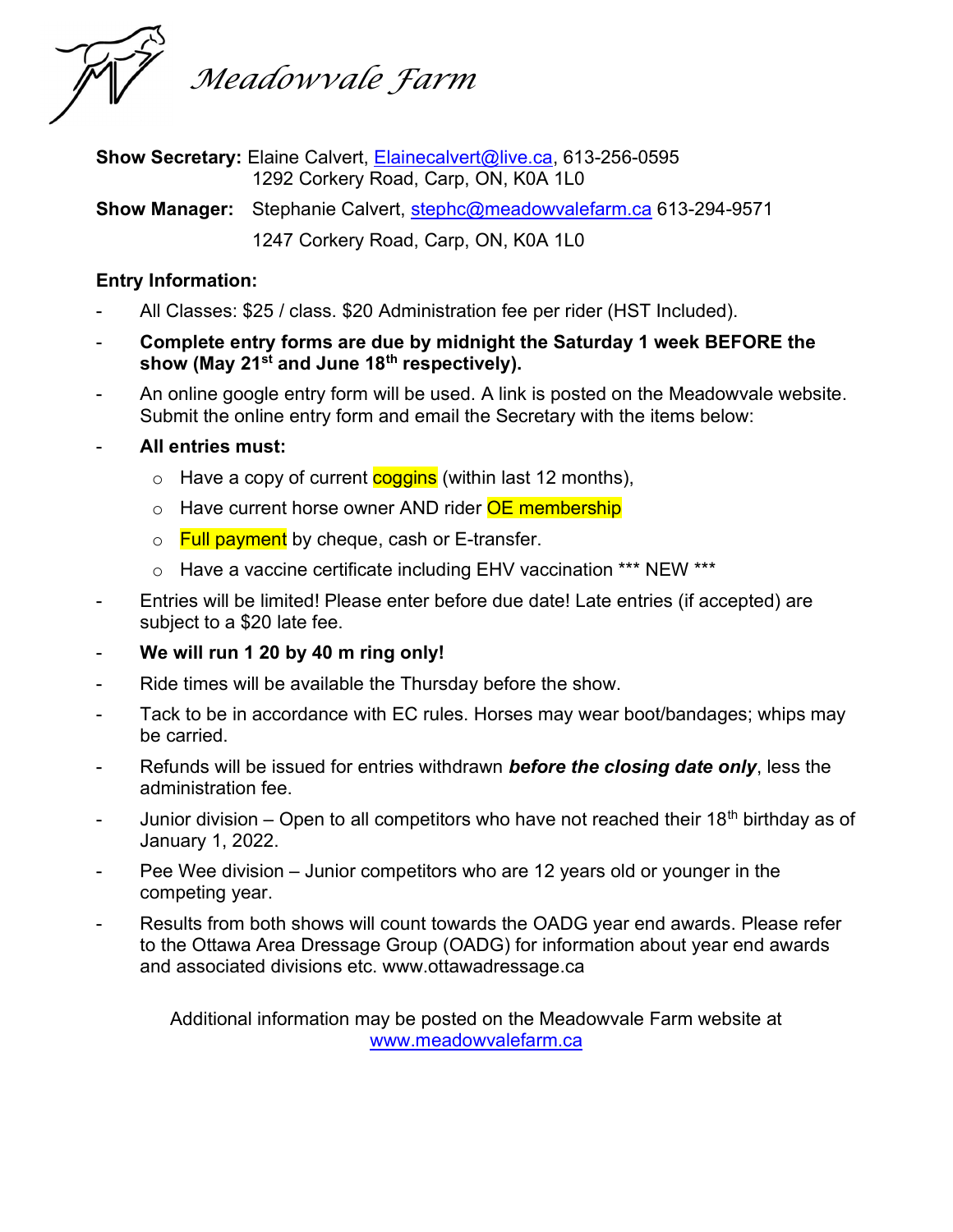# Meadowvale Farm

**Show Secretary:** Elaine Calvert, Elainecalvert@live.ca, 613-256-0595
1292 Corkery Road, Carp, ON, K0A 1L0

**Show Manager:** Stephanie Calvert, stephc@meadowvalefarm.ca 613-294-9571
1247 Corkery Road, Carp, ON, K0A 1L0

**Entry Information:**

- All Classes: $25 / class. $20 Administration fee per rider (HST Included).
- **Complete entry forms are due by midnight the Saturday 1 week BEFORE the show (May 21st and June 18th respectively).**
- An online google entry form will be used. A link is posted on the Meadowvale website. Submit the online entry form and email the Secretary with the items below:
- **All entries must:**
  - Have a copy of current coggins (within last 12 months),
  - Have current horse owner AND rider OE membership
  - Full payment by cheque, cash or E-transfer.
  - Have a vaccine certificate including EHV vaccination *** NEW ***
- Entries will be limited! Please enter before due date! Late entries (if accepted) are subject to a $20 late fee.
- **We will run 1 20 by 40 m ring only!**
- Ride times will be available the Thursday before the show.
- Tack to be in accordance with EC rules. Horses may wear boot/bandages; whips may be carried.
- Refunds will be issued for entries withdrawn ***before the closing date only***, less the administration fee.
- Junior division – Open to all competitors who have not reached their 18th birthday as of January 1, 2022.
- Pee Wee division – Junior competitors who are 12 years old or younger in the competing year.
- Results from both shows will count towards the OADG year end awards. Please refer to the Ottawa Area Dressage Group (OADG) for information about year end awards and associated divisions etc. www.ottawadressage.ca

Additional information may be posted on the Meadowvale Farm website at www.meadowvalefarm.ca